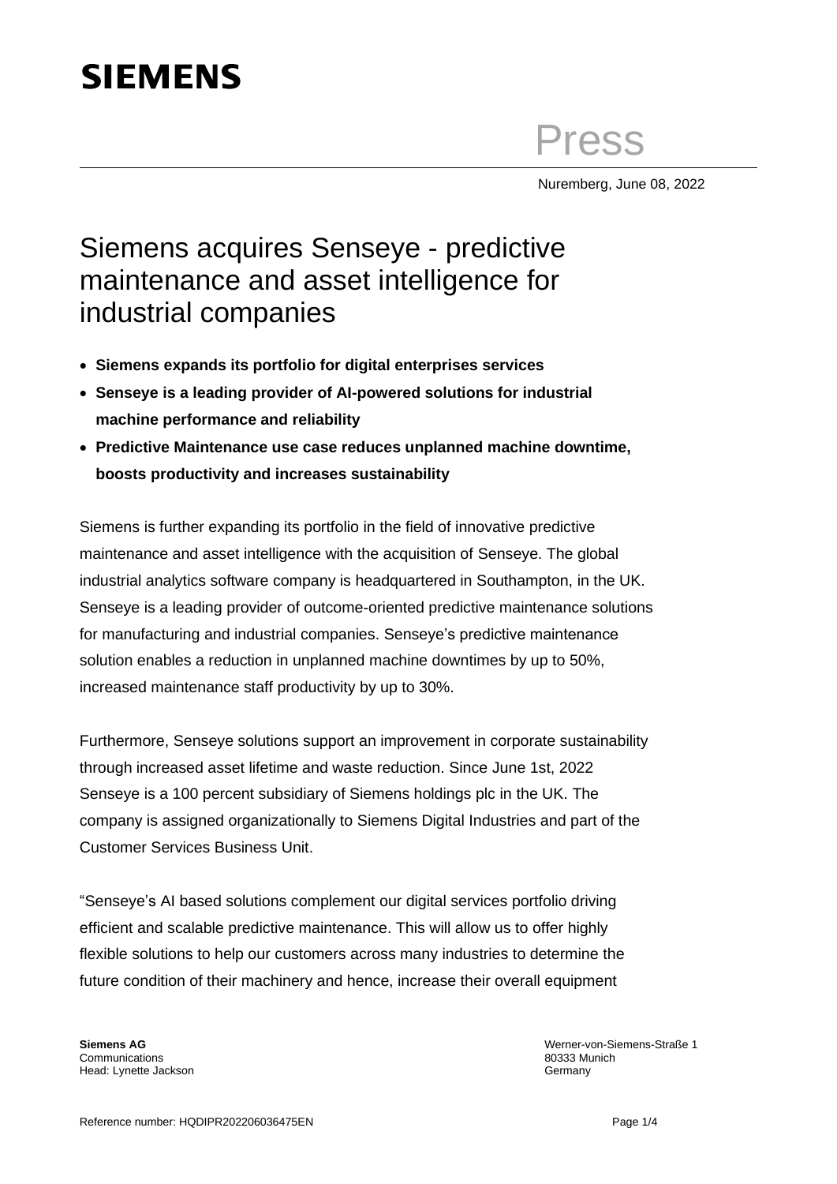**SIEMENS**

Press

Nuremberg, June 08, 2022

# Siemens acquires Senseye - predictive maintenance and asset intelligence for industrial companies

- **Siemens expands its portfolio for digital enterprises services**
- **Senseye is a leading provider of AI-powered solutions for industrial machine performance and reliability**
- **Predictive Maintenance use case reduces unplanned machine downtime, boosts productivity and increases sustainability**

Siemens is further expanding its portfolio in the field of innovative predictive maintenance and asset intelligence with the acquisition of Senseye. The global industrial analytics software company is headquartered in Southampton, in the UK. Senseye is a leading provider of outcome-oriented predictive maintenance solutions for manufacturing and industrial companies. Senseye's predictive maintenance solution enables a reduction in unplanned machine downtimes by up to 50%, increased maintenance staff productivity by up to 30%.

Furthermore, Senseye solutions support an improvement in corporate sustainability through increased asset lifetime and waste reduction. Since June 1st, 2022 Senseye is a 100 percent subsidiary of Siemens holdings plc in the UK. The company is assigned organizationally to Siemens Digital Industries and part of the Customer Services Business Unit.

"Senseye's AI based solutions complement our digital services portfolio driving efficient and scalable predictive maintenance. This will allow us to offer highly flexible solutions to help our customers across many industries to determine the future condition of their machinery and hence, increase their overall equipment

**Siemens AG**
Communications
Head: Lynette Jackson

Werner-von-Siemens-Straße 1
80333 Munich
Germany

Reference number: HQDIPR202206036475EN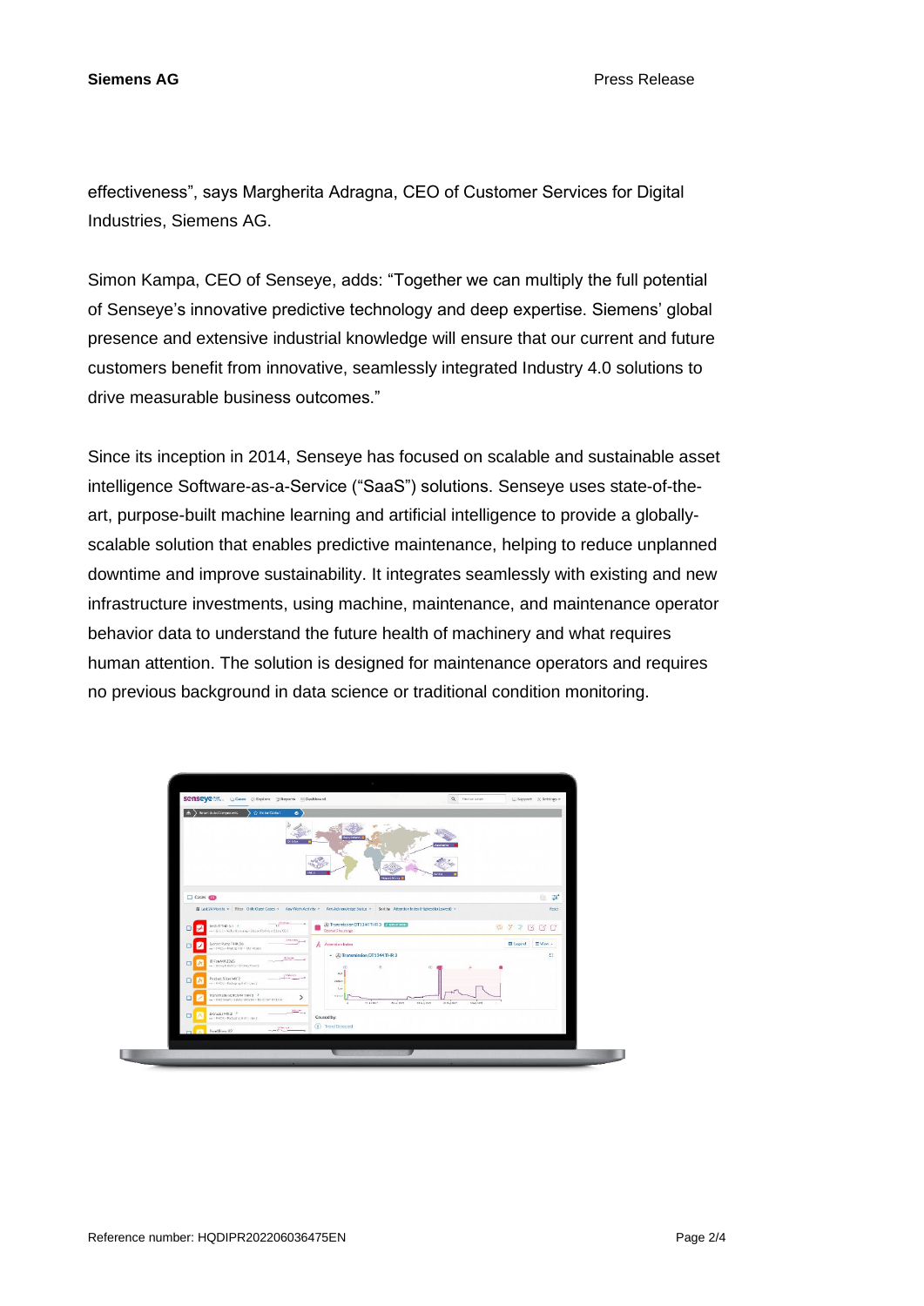effectiveness”, says Margherita Adragna, CEO of Customer Services for Digital Industries, Siemens AG.

Simon Kampa, CEO of Senseye, adds: “Together we can multiply the full potential of Senseye’s innovative predictive technology and deep expertise. Siemens’ global presence and extensive industrial knowledge will ensure that our current and future customers benefit from innovative, seamlessly integrated Industry 4.0 solutions to drive measurable business outcomes.”

Since its inception in 2014, Senseye has focused on scalable and sustainable asset intelligence Software-as-a-Service (“SaaS”) solutions. Senseye uses state-of-the-art, purpose-built machine learning and artificial intelligence to provide a globally-scalable solution that enables predictive maintenance, helping to reduce unplanned downtime and improve sustainability. It integrates seamlessly with existing and new infrastructure investments, using machine, maintenance, and maintenance operator behavior data to understand the future health of machinery and what requires human attention. The solution is designed for maintenance operators and requires no previous background in data science or traditional condition monitoring.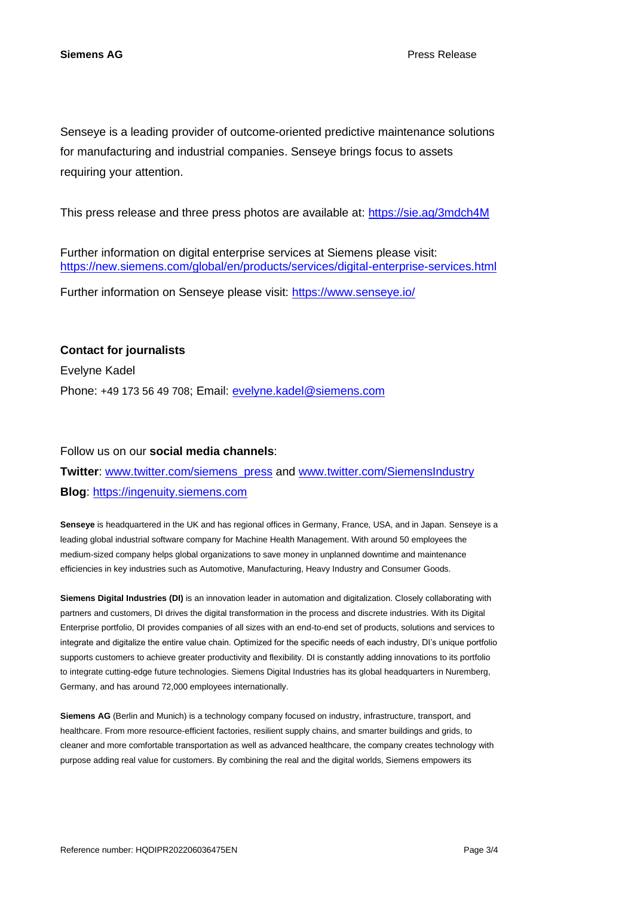Senseye is a leading provider of outcome-oriented predictive maintenance solutions for manufacturing and industrial companies. Senseye brings focus to assets requiring your attention.

This press release and three press photos are available at: https://sie.ag/3mdch4M

Further information on digital enterprise services at Siemens please visit: https://new.siemens.com/global/en/products/services/digital-enterprise-services.html

Further information on Senseye please visit: https://www.senseye.io/

**Contact for journalists**

Evelyne Kadel

Phone: +49 173 56 49 708; Email: evelyne.kadel@siemens.com

Follow us on our **social media channels**:

**Twitter**: www.twitter.com/siemens_press and www.twitter.com/SiemensIndustry

**Blog**: https://ingenuity.siemens.com

**Senseye** is headquartered in the UK and has regional offices in Germany, France, USA, and in Japan. Senseye is a leading global industrial software company for Machine Health Management. With around 50 employees the medium-sized company helps global organizations to save money in unplanned downtime and maintenance efficiencies in key industries such as Automotive, Manufacturing, Heavy Industry and Consumer Goods.

**Siemens Digital Industries (DI)** is an innovation leader in automation and digitalization. Closely collaborating with partners and customers, DI drives the digital transformation in the process and discrete industries. With its Digital Enterprise portfolio, DI provides companies of all sizes with an end-to-end set of products, solutions and services to integrate and digitalize the entire value chain. Optimized for the specific needs of each industry, DI's unique portfolio supports customers to achieve greater productivity and flexibility. DI is constantly adding innovations to its portfolio to integrate cutting-edge future technologies. Siemens Digital Industries has its global headquarters in Nuremberg, Germany, and has around 72,000 employees internationally.

**Siemens AG** (Berlin and Munich) is a technology company focused on industry, infrastructure, transport, and healthcare. From more resource-efficient factories, resilient supply chains, and smarter buildings and grids, to cleaner and more comfortable transportation as well as advanced healthcare, the company creates technology with purpose adding real value for customers. By combining the real and the digital worlds, Siemens empowers its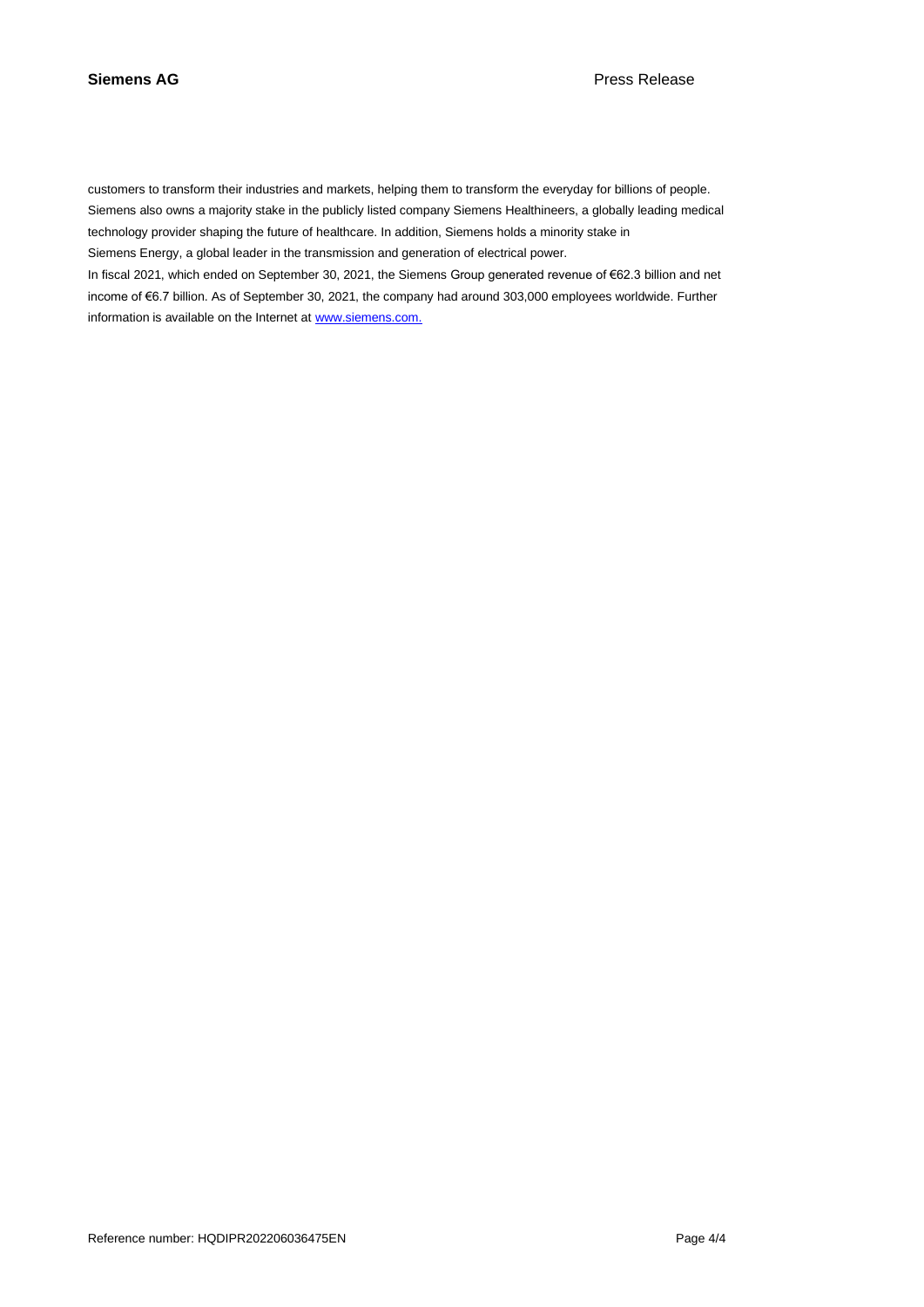customers to transform their industries and markets, helping them to transform the everyday for billions of people. Siemens also owns a majority stake in the publicly listed company Siemens Healthineers, a globally leading medical technology provider shaping the future of healthcare. In addition, Siemens holds a minority stake in Siemens Energy, a global leader in the transmission and generation of electrical power.

In fiscal 2021, which ended on September 30, 2021, the Siemens Group generated revenue of €62.3 billion and net income of €6.7 billion. As of September 30, 2021, the company had around 303,000 employees worldwide. Further information is available on the Internet at [www.siemens.com.](http://www.siemens.com)